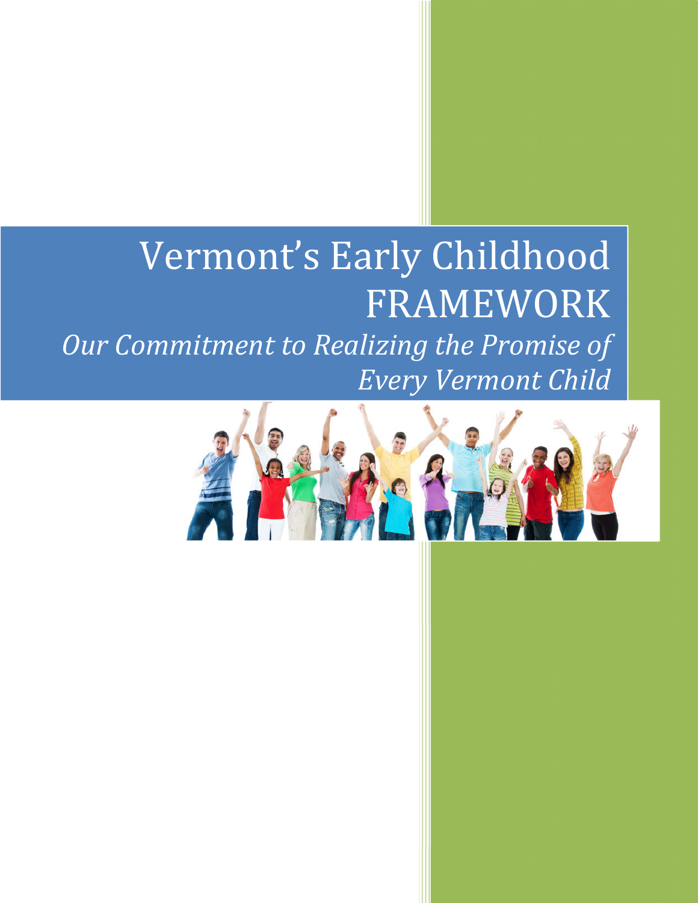# Vermont's Early Childhood FRAMEWORK

*Our Commitment to Realizing the Promise of Every Vermont Child*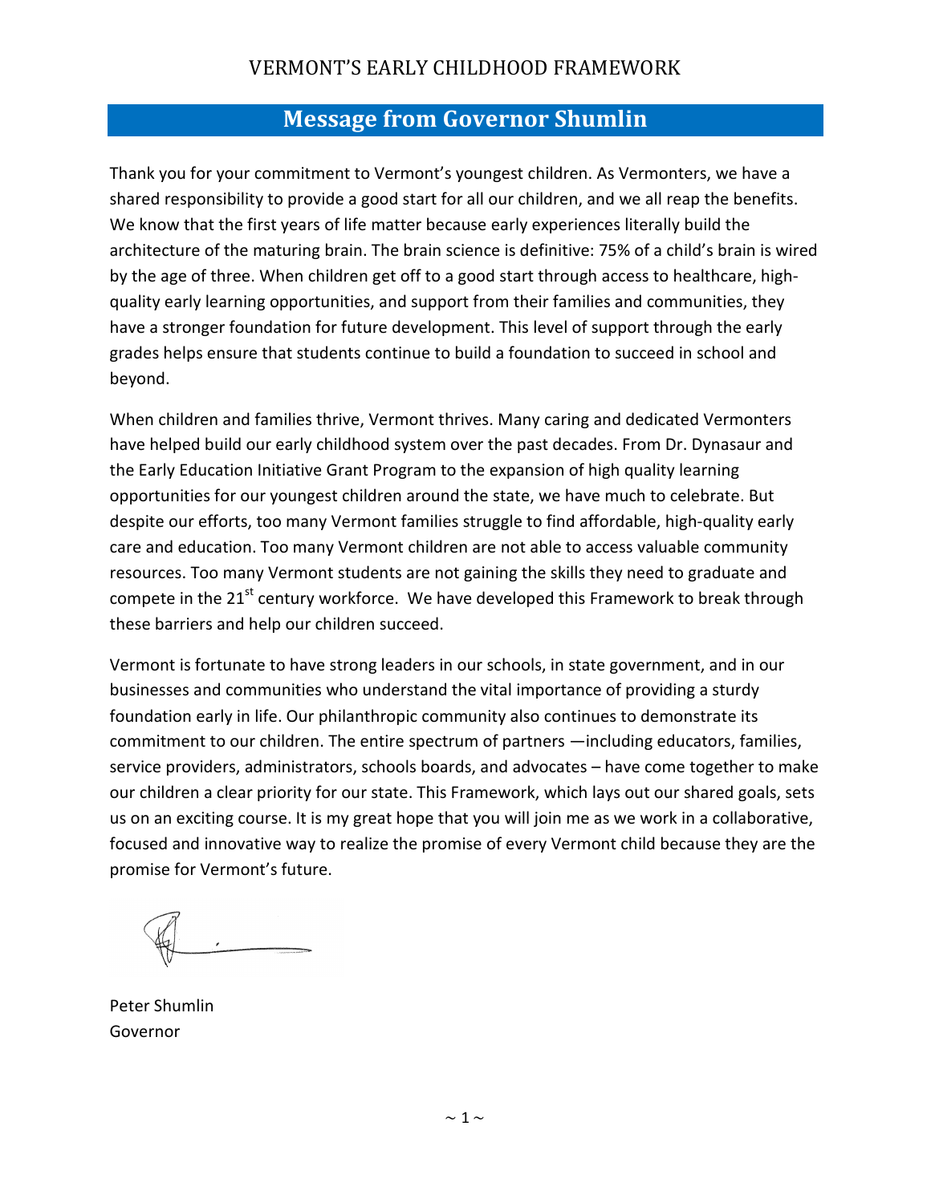## Message from Governor Shumlin

Thank you for your commitment to Vermont's youngest children. As Vermonters, we have a shared responsibility to provide a good start for all our children, and we all reap the benefits. We know that the first years of life matter because early experiences literally build the architecture of the maturing brain. The brain science is definitive: 75% of a child's brain is wired by the age of three. When children get off to a good start through access to healthcare, high-quality early learning opportunities, and support from their families and communities, they have a stronger foundation for future development. This level of support through the early grades helps ensure that students continue to build a foundation to succeed in school and beyond.

When children and families thrive, Vermont thrives. Many caring and dedicated Vermonters have helped build our early childhood system over the past decades. From Dr. Dynasaur and the Early Education Initiative Grant Program to the expansion of high quality learning opportunities for our youngest children around the state, we have much to celebrate. But despite our efforts, too many Vermont families struggle to find affordable, high-quality early care and education. Too many Vermont children are not able to access valuable community resources. Too many Vermont students are not gaining the skills they need to graduate and compete in the 21st century workforce. We have developed this Framework to break through these barriers and help our children succeed.

Vermont is fortunate to have strong leaders in our schools, in state government, and in our businesses and communities who understand the vital importance of providing a sturdy foundation early in life. Our philanthropic community also continues to demonstrate its commitment to our children. The entire spectrum of partners —including educators, families, service providers, administrators, schools boards, and advocates – have come together to make our children a clear priority for our state. This Framework, which lays out our shared goals, sets us on an exciting course. It is my great hope that you will join me as we work in a collaborative, focused and innovative way to realize the promise of every Vermont child because they are the promise for Vermont's future.

Peter Shumlin
Governor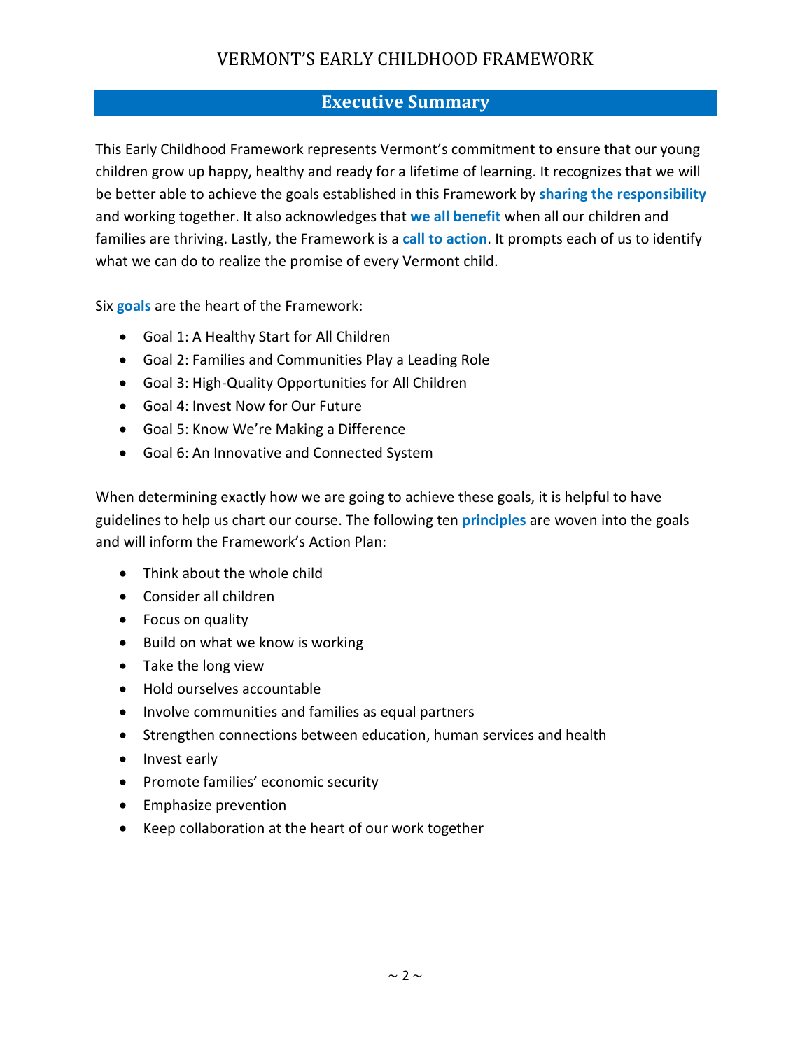## Executive Summary

This Early Childhood Framework represents Vermont's commitment to ensure that our young children grow up happy, healthy and ready for a lifetime of learning. It recognizes that we will be better able to achieve the goals established in this Framework by **sharing the responsibility** and working together. It also acknowledges that **we all benefit** when all our children and families are thriving. Lastly, the Framework is a **call to action**. It prompts each of us to identify what we can do to realize the promise of every Vermont child.

Six **goals** are the heart of the Framework:

- Goal 1: A Healthy Start for All Children
- Goal 2: Families and Communities Play a Leading Role
- Goal 3: High-Quality Opportunities for All Children
- Goal 4: Invest Now for Our Future
- Goal 5: Know We're Making a Difference
- Goal 6: An Innovative and Connected System

When determining exactly how we are going to achieve these goals, it is helpful to have guidelines to help us chart our course. The following ten **principles** are woven into the goals and will inform the Framework's Action Plan:

- Think about the whole child
- Consider all children
- Focus on quality
- Build on what we know is working
- Take the long view
- Hold ourselves accountable
- Involve communities and families as equal partners
- Strengthen connections between education, human services and health
- Invest early
- Promote families' economic security
- Emphasize prevention
- Keep collaboration at the heart of our work together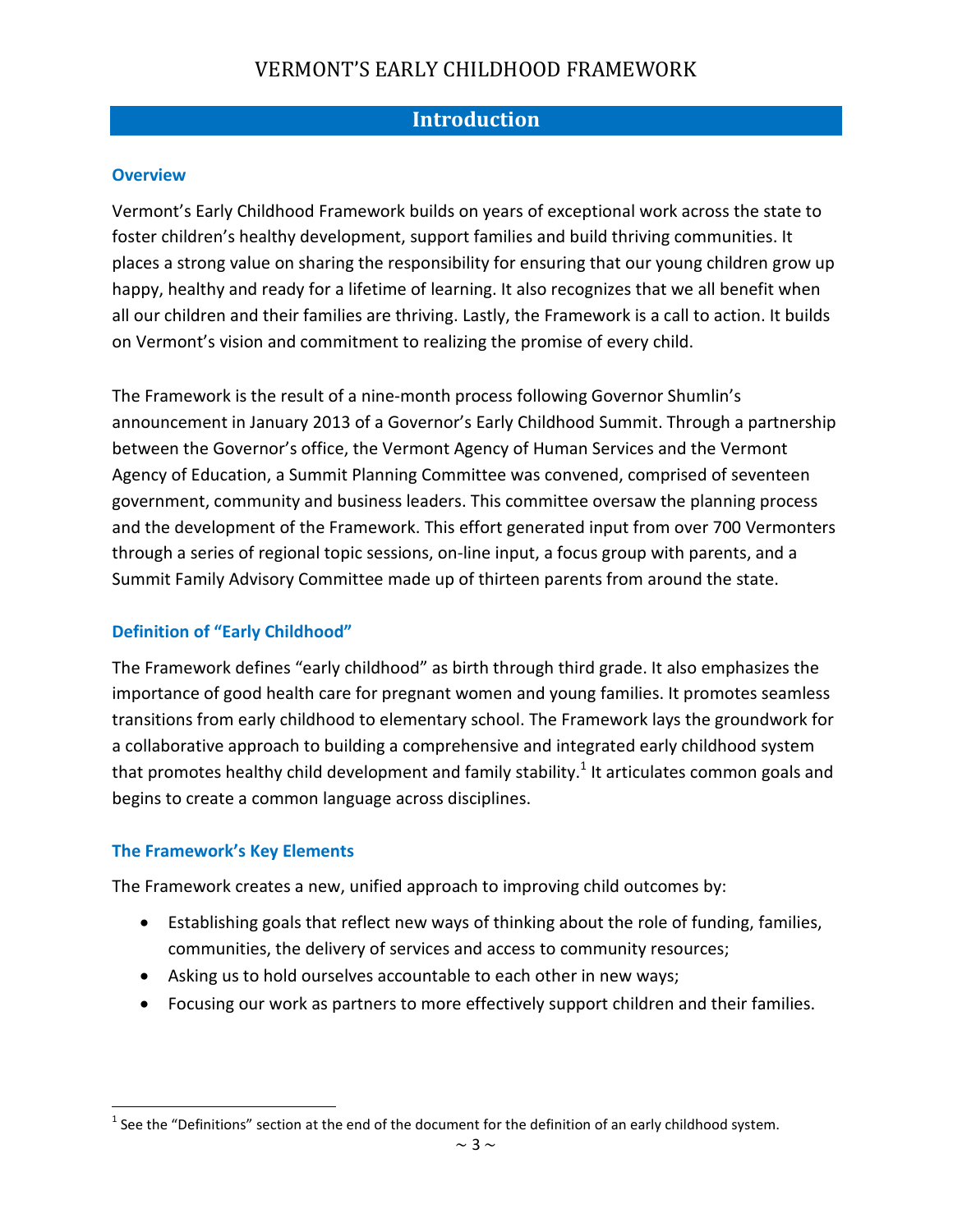## Introduction

### Overview

Vermont's Early Childhood Framework builds on years of exceptional work across the state to foster children's healthy development, support families and build thriving communities. It places a strong value on sharing the responsibility for ensuring that our young children grow up happy, healthy and ready for a lifetime of learning. It also recognizes that we all benefit when all our children and their families are thriving. Lastly, the Framework is a call to action. It builds on Vermont's vision and commitment to realizing the promise of every child.

The Framework is the result of a nine-month process following Governor Shumlin's announcement in January 2013 of a Governor's Early Childhood Summit. Through a partnership between the Governor's office, the Vermont Agency of Human Services and the Vermont Agency of Education, a Summit Planning Committee was convened, comprised of seventeen government, community and business leaders. This committee oversaw the planning process and the development of the Framework. This effort generated input from over 700 Vermonters through a series of regional topic sessions, on-line input, a focus group with parents, and a Summit Family Advisory Committee made up of thirteen parents from around the state.

### Definition of "Early Childhood"

The Framework defines "early childhood" as birth through third grade. It also emphasizes the importance of good health care for pregnant women and young families. It promotes seamless transitions from early childhood to elementary school. The Framework lays the groundwork for a collaborative approach to building a comprehensive and integrated early childhood system that promotes healthy child development and family stability.[1] It articulates common goals and begins to create a common language across disciplines.

### The Framework's Key Elements

The Framework creates a new, unified approach to improving child outcomes by:

- Establishing goals that reflect new ways of thinking about the role of funding, families, communities, the delivery of services and access to community resources;
- Asking us to hold ourselves accountable to each other in new ways;
- Focusing our work as partners to more effectively support children and their families.

[1] See the "Definitions" section at the end of the document for the definition of an early childhood system.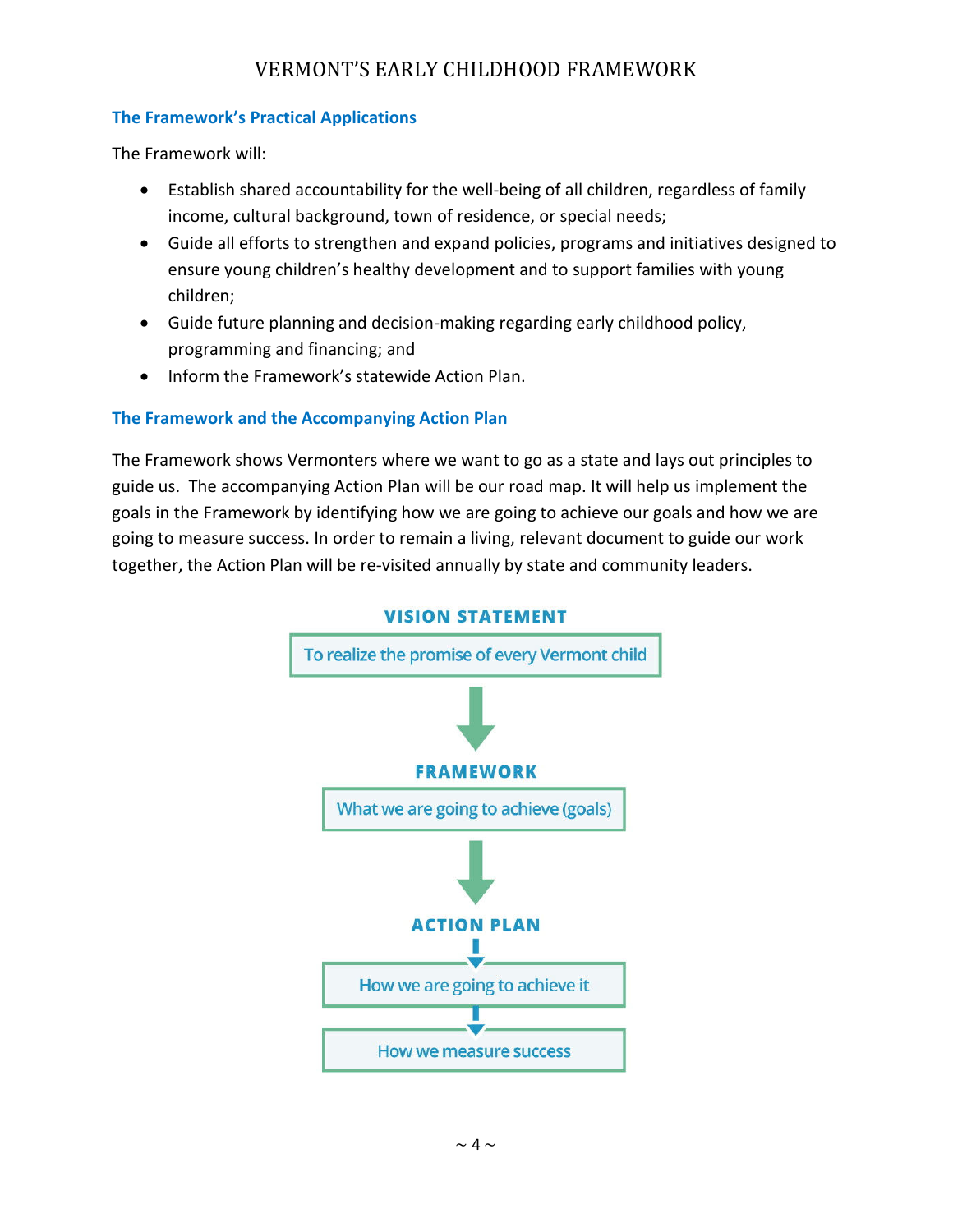### The Framework's Practical Applications

The Framework will:

- Establish shared accountability for the well-being of all children, regardless of family income, cultural background, town of residence, or special needs;
- Guide all efforts to strengthen and expand policies, programs and initiatives designed to ensure young children's healthy development and to support families with young children;
- Guide future planning and decision-making regarding early childhood policy, programming and financing; and
- Inform the Framework's statewide Action Plan.

### The Framework and the Accompanying Action Plan

The Framework shows Vermonters where we want to go as a state and lays out principles to guide us. The accompanying Action Plan will be our road map. It will help us implement the goals in the Framework by identifying how we are going to achieve our goals and how we are going to measure success. In order to remain a living, relevant document to guide our work together, the Action Plan will be re-visited annually by state and community leaders.

**VISION STATEMENT**

To realize the promise of every Vermont child

↓

**FRAMEWORK**

What we are going to achieve (goals)

↓

**ACTION PLAN**

How we are going to achieve it

↓

How we measure success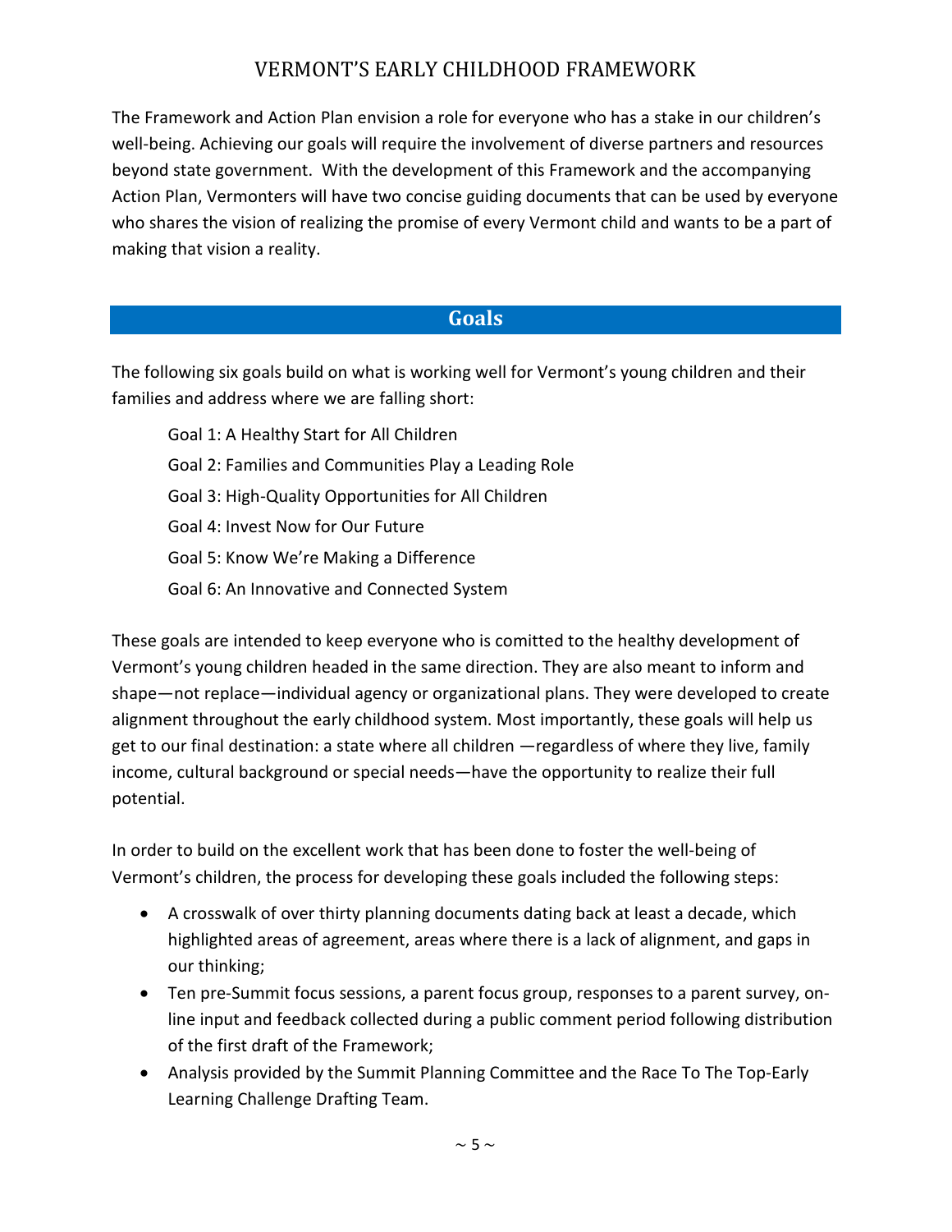The Framework and Action Plan envision a role for everyone who has a stake in our children's well-being. Achieving our goals will require the involvement of diverse partners and resources beyond state government. With the development of this Framework and the accompanying Action Plan, Vermonters will have two concise guiding documents that can be used by everyone who shares the vision of realizing the promise of every Vermont child and wants to be a part of making that vision a reality.

## Goals

The following six goals build on what is working well for Vermont's young children and their families and address where we are falling short:

Goal 1: A Healthy Start for All Children

Goal 2: Families and Communities Play a Leading Role

Goal 3: High-Quality Opportunities for All Children

Goal 4: Invest Now for Our Future

Goal 5: Know We're Making a Difference

Goal 6: An Innovative and Connected System

These goals are intended to keep everyone who is comitted to the healthy development of Vermont's young children headed in the same direction. They are also meant to inform and shape—not replace—individual agency or organizational plans. They were developed to create alignment throughout the early childhood system. Most importantly, these goals will help us get to our final destination: a state where all children —regardless of where they live, family income, cultural background or special needs—have the opportunity to realize their full potential.

In order to build on the excellent work that has been done to foster the well-being of Vermont's children, the process for developing these goals included the following steps:

- A crosswalk of over thirty planning documents dating back at least a decade, which highlighted areas of agreement, areas where there is a lack of alignment, and gaps in our thinking;
- Ten pre-Summit focus sessions, a parent focus group, responses to a parent survey, on-line input and feedback collected during a public comment period following distribution of the first draft of the Framework;
- Analysis provided by the Summit Planning Committee and the Race To The Top-Early Learning Challenge Drafting Team.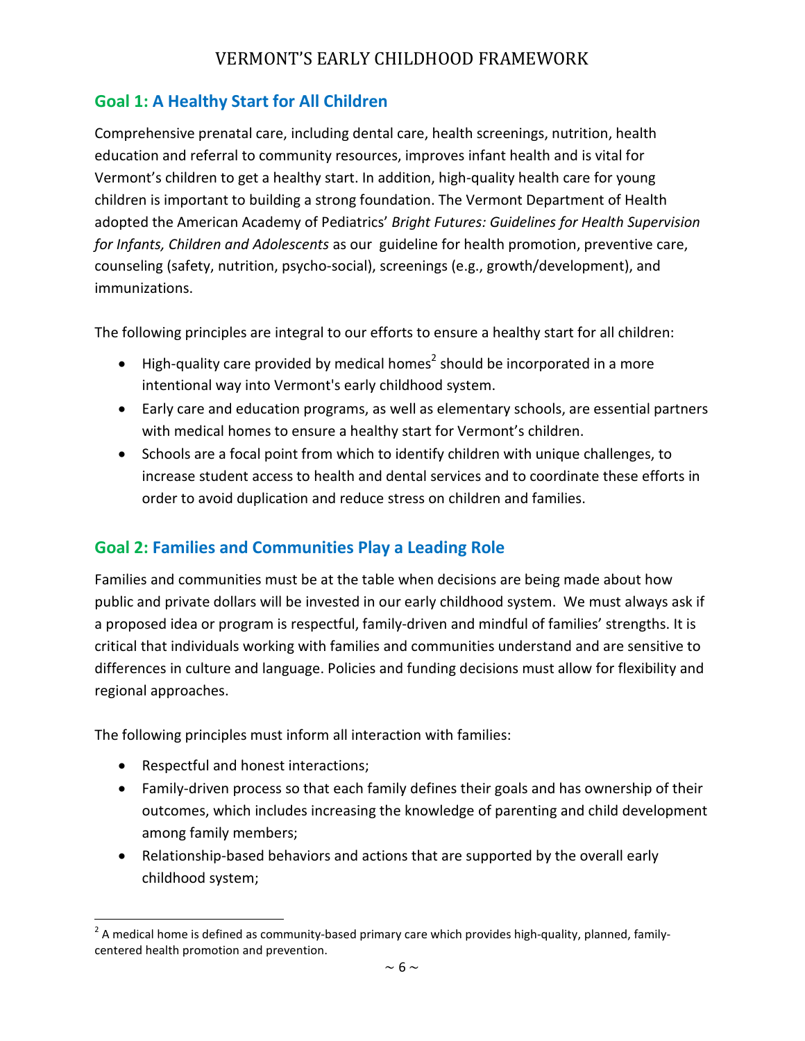## Goal 1: A Healthy Start for All Children

Comprehensive prenatal care, including dental care, health screenings, nutrition, health education and referral to community resources, improves infant health and is vital for Vermont's children to get a healthy start. In addition, high-quality health care for young children is important to building a strong foundation. The Vermont Department of Health adopted the American Academy of Pediatrics' *Bright Futures: Guidelines for Health Supervision for Infants, Children and Adolescents* as our guideline for health promotion, preventive care, counseling (safety, nutrition, psycho-social), screenings (e.g., growth/development), and immunizations.

The following principles are integral to our efforts to ensure a healthy start for all children:

- High-quality care provided by medical homes[2] should be incorporated in a more intentional way into Vermont's early childhood system.
- Early care and education programs, as well as elementary schools, are essential partners with medical homes to ensure a healthy start for Vermont's children.
- Schools are a focal point from which to identify children with unique challenges, to increase student access to health and dental services and to coordinate these efforts in order to avoid duplication and reduce stress on children and families.

## Goal 2: Families and Communities Play a Leading Role

Families and communities must be at the table when decisions are being made about how public and private dollars will be invested in our early childhood system. We must always ask if a proposed idea or program is respectful, family-driven and mindful of families' strengths. It is critical that individuals working with families and communities understand and are sensitive to differences in culture and language. Policies and funding decisions must allow for flexibility and regional approaches.

The following principles must inform all interaction with families:

- Respectful and honest interactions;
- Family-driven process so that each family defines their goals and has ownership of their outcomes, which includes increasing the knowledge of parenting and child development among family members;
- Relationship-based behaviors and actions that are supported by the overall early childhood system;

[2] A medical home is defined as community-based primary care which provides high-quality, planned, family-centered health promotion and prevention.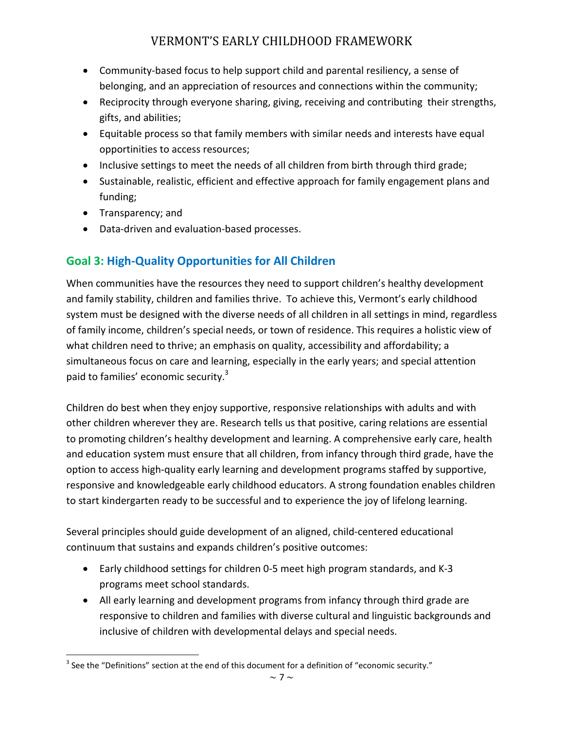- Community-based focus to help support child and parental resiliency, a sense of belonging, and an appreciation of resources and connections within the community;
- Reciprocity through everyone sharing, giving, receiving and contributing their strengths, gifts, and abilities;
- Equitable process so that family members with similar needs and interests have equal opportunities to access resources;
- Inclusive settings to meet the needs of all children from birth through third grade;
- Sustainable, realistic, efficient and effective approach for family engagement plans and funding;
- Transparency; and
- Data-driven and evaluation-based processes.

## Goal 3: High-Quality Opportunities for All Children

When communities have the resources they need to support children's healthy development and family stability, children and families thrive. To achieve this, Vermont's early childhood system must be designed with the diverse needs of all children in all settings in mind, regardless of family income, children's special needs, or town of residence. This requires a holistic view of what children need to thrive; an emphasis on quality, accessibility and affordability; a simultaneous focus on care and learning, especially in the early years; and special attention paid to families' economic security.[3]

Children do best when they enjoy supportive, responsive relationships with adults and with other children wherever they are. Research tells us that positive, caring relations are essential to promoting children's healthy development and learning. A comprehensive early care, health and education system must ensure that all children, from infancy through third grade, have the option to access high-quality early learning and development programs staffed by supportive, responsive and knowledgeable early childhood educators. A strong foundation enables children to start kindergarten ready to be successful and to experience the joy of lifelong learning.

Several principles should guide development of an aligned, child-centered educational continuum that sustains and expands children's positive outcomes:

- Early childhood settings for children 0-5 meet high program standards, and K-3 programs meet school standards.
- All early learning and development programs from infancy through third grade are responsive to children and families with diverse cultural and linguistic backgrounds and inclusive of children with developmental delays and special needs.

[3] See the "Definitions" section at the end of this document for a definition of "economic security."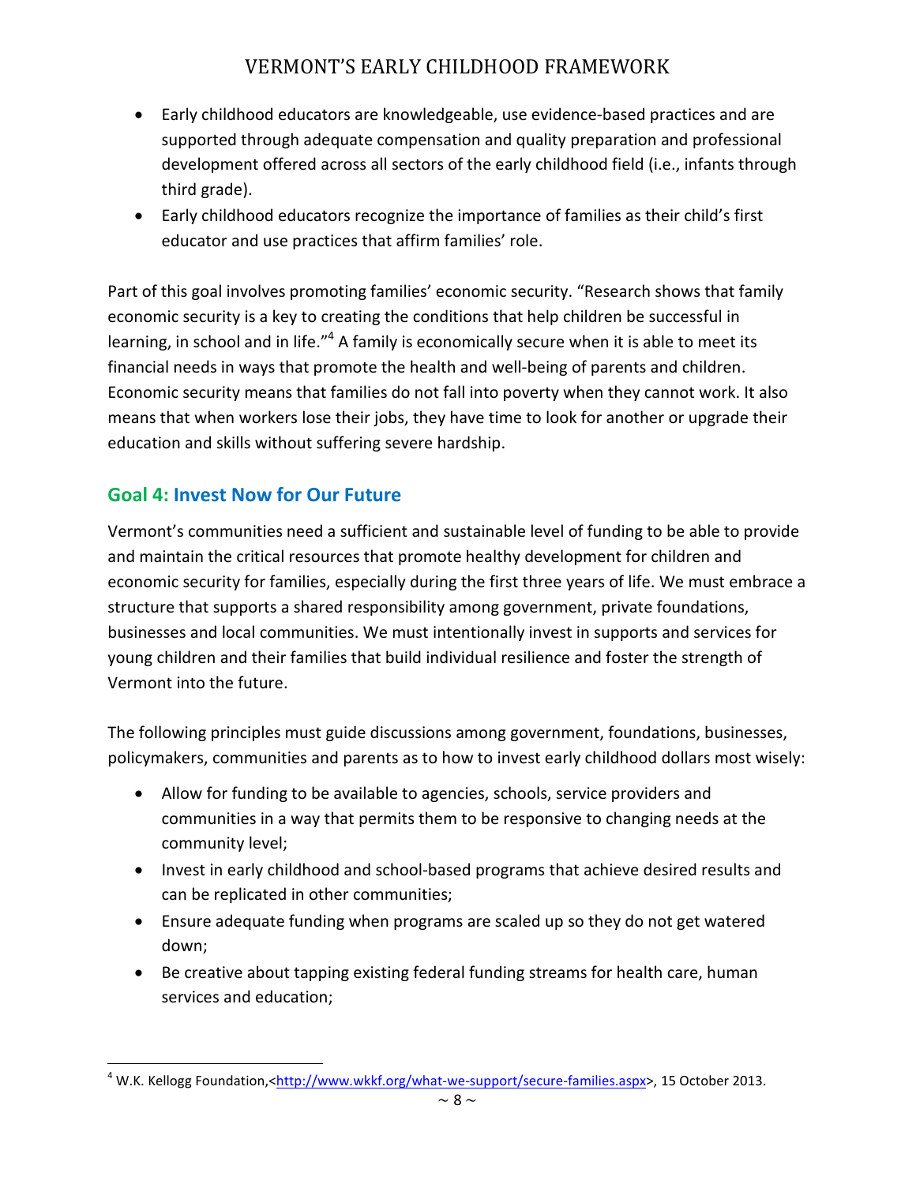- Early childhood educators are knowledgeable, use evidence-based practices and are supported through adequate compensation and quality preparation and professional development offered across all sectors of the early childhood field (i.e., infants through third grade).
- Early childhood educators recognize the importance of families as their child's first educator and use practices that affirm families' role.

Part of this goal involves promoting families' economic security. "Research shows that family economic security is a key to creating the conditions that help children be successful in learning, in school and in life."[4] A family is economically secure when it is able to meet its financial needs in ways that promote the health and well-being of parents and children. Economic security means that families do not fall into poverty when they cannot work. It also means that when workers lose their jobs, they have time to look for another or upgrade their education and skills without suffering severe hardship.

## Goal 4: Invest Now for Our Future

Vermont's communities need a sufficient and sustainable level of funding to be able to provide and maintain the critical resources that promote healthy development for children and economic security for families, especially during the first three years of life. We must embrace a structure that supports a shared responsibility among government, private foundations, businesses and local communities. We must intentionally invest in supports and services for young children and their families that build individual resilience and foster the strength of Vermont into the future.

The following principles must guide discussions among government, foundations, businesses, policymakers, communities and parents as to how to invest early childhood dollars most wisely:

- Allow for funding to be available to agencies, schools, service providers and communities in a way that permits them to be responsive to changing needs at the community level;
- Invest in early childhood and school-based programs that achieve desired results and can be replicated in other communities;
- Ensure adequate funding when programs are scaled up so they do not get watered down;
- Be creative about tapping existing federal funding streams for health care, human services and education;

[4] W.K. Kellogg Foundation,<http://www.wkkf.org/what-we-support/secure-families.aspx>, 15 October 2013.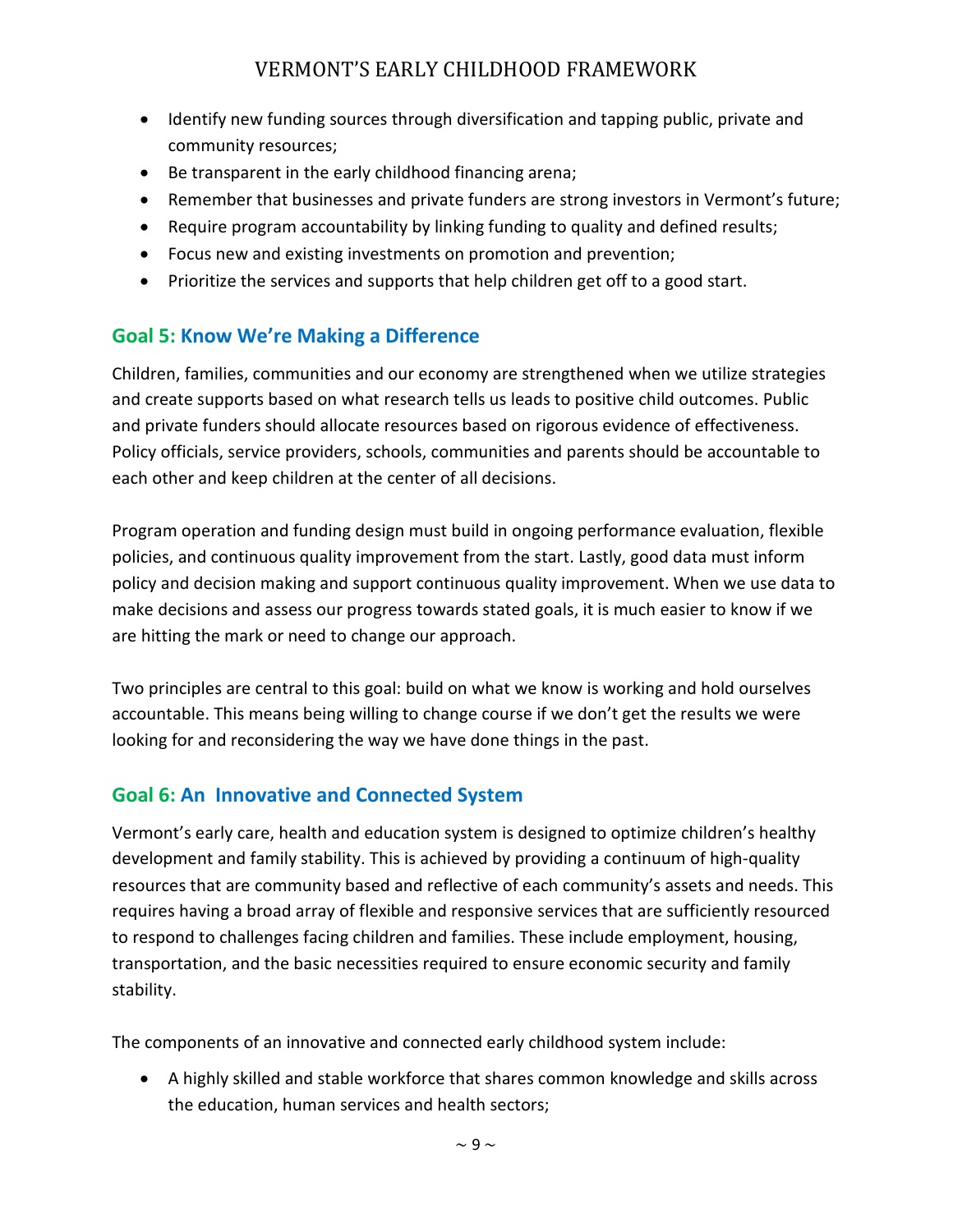- Identify new funding sources through diversification and tapping public, private and community resources;
- Be transparent in the early childhood financing arena;
- Remember that businesses and private funders are strong investors in Vermont's future;
- Require program accountability by linking funding to quality and defined results;
- Focus new and existing investments on promotion and prevention;
- Prioritize the services and supports that help children get off to a good start.

## Goal 5: Know We're Making a Difference

Children, families, communities and our economy are strengthened when we utilize strategies and create supports based on what research tells us leads to positive child outcomes. Public and private funders should allocate resources based on rigorous evidence of effectiveness. Policy officials, service providers, schools, communities and parents should be accountable to each other and keep children at the center of all decisions.

Program operation and funding design must build in ongoing performance evaluation, flexible policies, and continuous quality improvement from the start. Lastly, good data must inform policy and decision making and support continuous quality improvement. When we use data to make decisions and assess our progress towards stated goals, it is much easier to know if we are hitting the mark or need to change our approach.

Two principles are central to this goal: build on what we know is working and hold ourselves accountable. This means being willing to change course if we don't get the results we were looking for and reconsidering the way we have done things in the past.

## Goal 6: An Innovative and Connected System

Vermont's early care, health and education system is designed to optimize children's healthy development and family stability. This is achieved by providing a continuum of high-quality resources that are community based and reflective of each community's assets and needs. This requires having a broad array of flexible and responsive services that are sufficiently resourced to respond to challenges facing children and families. These include employment, housing, transportation, and the basic necessities required to ensure economic security and family stability.

The components of an innovative and connected early childhood system include:

- A highly skilled and stable workforce that shares common knowledge and skills across the education, human services and health sectors;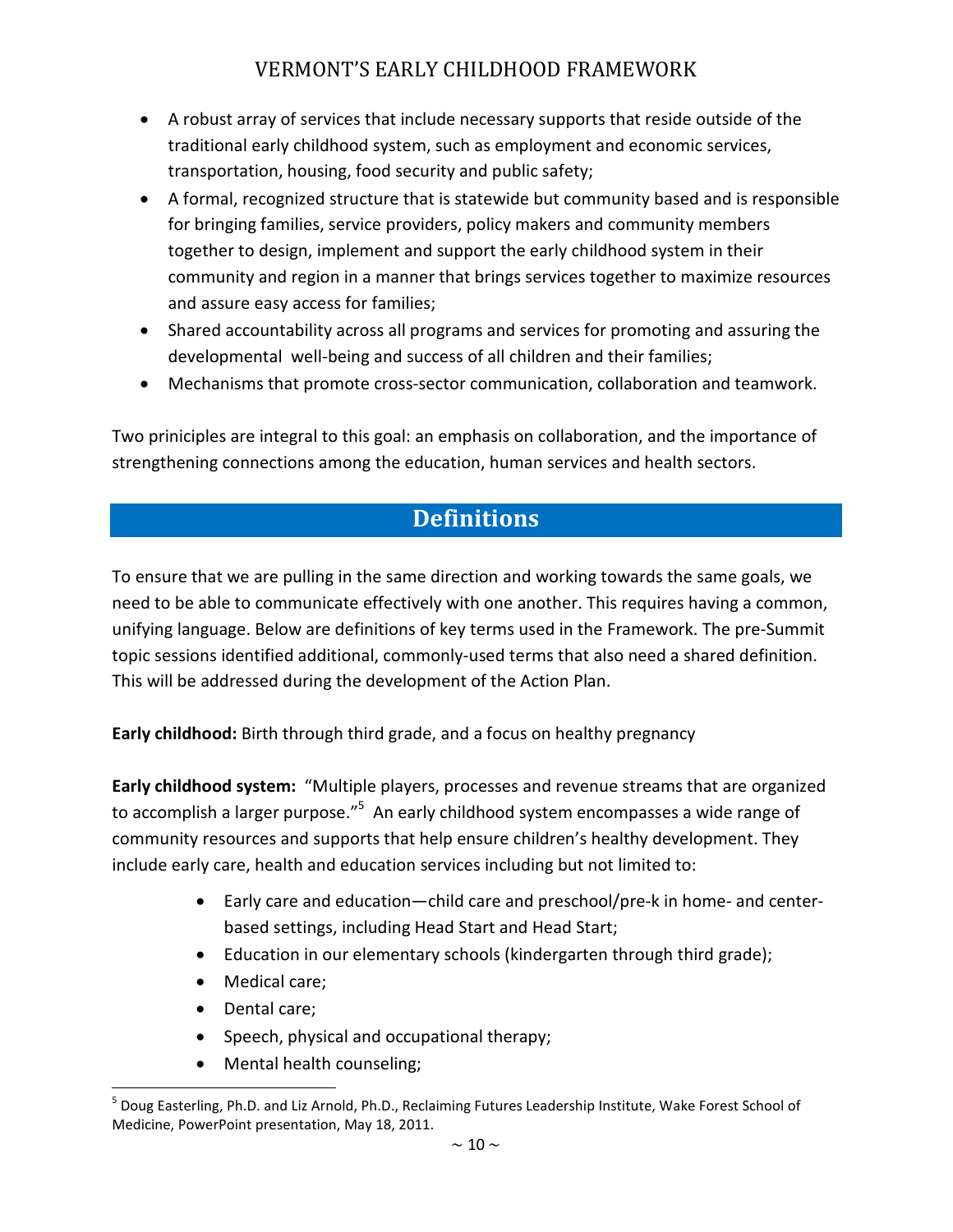- A robust array of services that include necessary supports that reside outside of the traditional early childhood system, such as employment and economic services, transportation, housing, food security and public safety;
- A formal, recognized structure that is statewide but community based and is responsible for bringing families, service providers, policy makers and community members together to design, implement and support the early childhood system in their community and region in a manner that brings services together to maximize resources and assure easy access for families;
- Shared accountability across all programs and services for promoting and assuring the developmental well-being and success of all children and their families;
- Mechanisms that promote cross-sector communication, collaboration and teamwork.

Two priniciples are integral to this goal: an emphasis on collaboration, and the importance of strengthening connections among the education, human services and health sectors.

## Definitions

To ensure that we are pulling in the same direction and working towards the same goals, we need to be able to communicate effectively with one another. This requires having a common, unifying language. Below are definitions of key terms used in the Framework. The pre-Summit topic sessions identified additional, commonly-used terms that also need a shared definition. This will be addressed during the development of the Action Plan.

**Early childhood:** Birth through third grade, and a focus on healthy pregnancy

**Early childhood system:** "Multiple players, processes and revenue streams that are organized to accomplish a larger purpose."[5] An early childhood system encompasses a wide range of community resources and supports that help ensure children's healthy development. They include early care, health and education services including but not limited to:

- Early care and education—child care and preschool/pre-k in home- and center-based settings, including Head Start and Head Start;
- Education in our elementary schools (kindergarten through third grade);
- Medical care;
- Dental care;
- Speech, physical and occupational therapy;
- Mental health counseling;

[5] Doug Easterling, Ph.D. and Liz Arnold, Ph.D., Reclaiming Futures Leadership Institute, Wake Forest School of Medicine, PowerPoint presentation, May 18, 2011.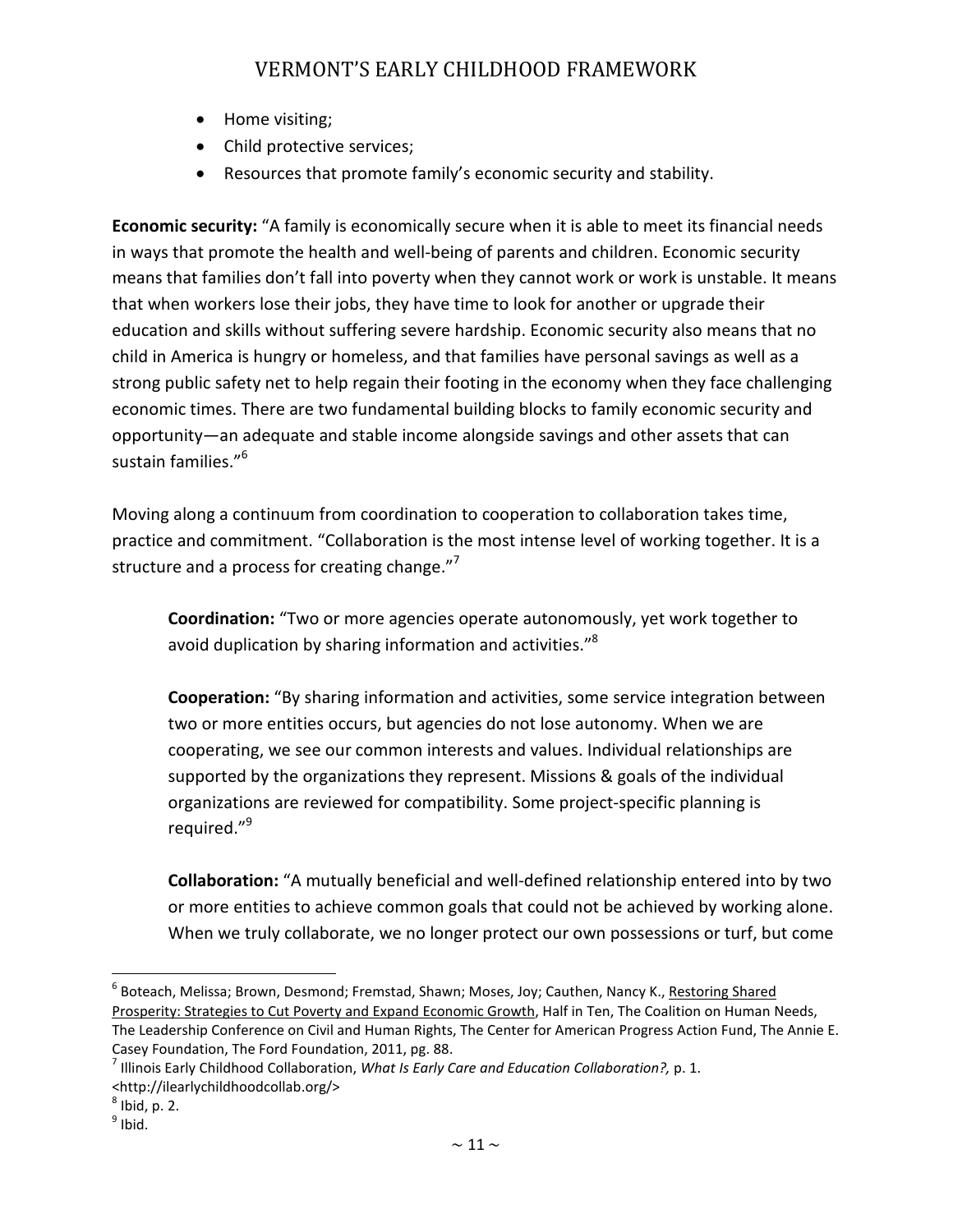- Home visiting;
- Child protective services;
- Resources that promote family's economic security and stability.

**Economic security:** "A family is economically secure when it is able to meet its financial needs in ways that promote the health and well-being of parents and children. Economic security means that families don't fall into poverty when they cannot work or work is unstable. It means that when workers lose their jobs, they have time to look for another or upgrade their education and skills without suffering severe hardship. Economic security also means that no child in America is hungry or homeless, and that families have personal savings as well as a strong public safety net to help regain their footing in the economy when they face challenging economic times. There are two fundamental building blocks to family economic security and opportunity—an adequate and stable income alongside savings and other assets that can sustain families."[6]

Moving along a continuum from coordination to cooperation to collaboration takes time, practice and commitment. "Collaboration is the most intense level of working together. It is a structure and a process for creating change."[7]

> **Coordination:** "Two or more agencies operate autonomously, yet work together to avoid duplication by sharing information and activities."[8]
>
> **Cooperation:** "By sharing information and activities, some service integration between two or more entities occurs, but agencies do not lose autonomy. When we are cooperating, we see our common interests and values. Individual relationships are supported by the organizations they represent. Missions & goals of the individual organizations are reviewed for compatibility. Some project-specific planning is required."[9]
>
> **Collaboration:** "A mutually beneficial and well-defined relationship entered into by two or more entities to achieve common goals that could not be achieved by working alone. When we truly collaborate, we no longer protect our own possessions or turf, but come

---

[6] Boteach, Melissa; Brown, Desmond; Fremstad, Shawn; Moses, Joy; Cauthen, Nancy K., Restoring Shared Prosperity: Strategies to Cut Poverty and Expand Economic Growth, Half in Ten, The Coalition on Human Needs, The Leadership Conference on Civil and Human Rights, The Center for American Progress Action Fund, The Annie E. Casey Foundation, The Ford Foundation, 2011, pg. 88.

[7] Illinois Early Childhood Collaboration, *What Is Early Care and Education Collaboration?,* p. 1. <http://ilearlychildhoodcollab.org/>

[8] Ibid, p. 2.

[9] Ibid.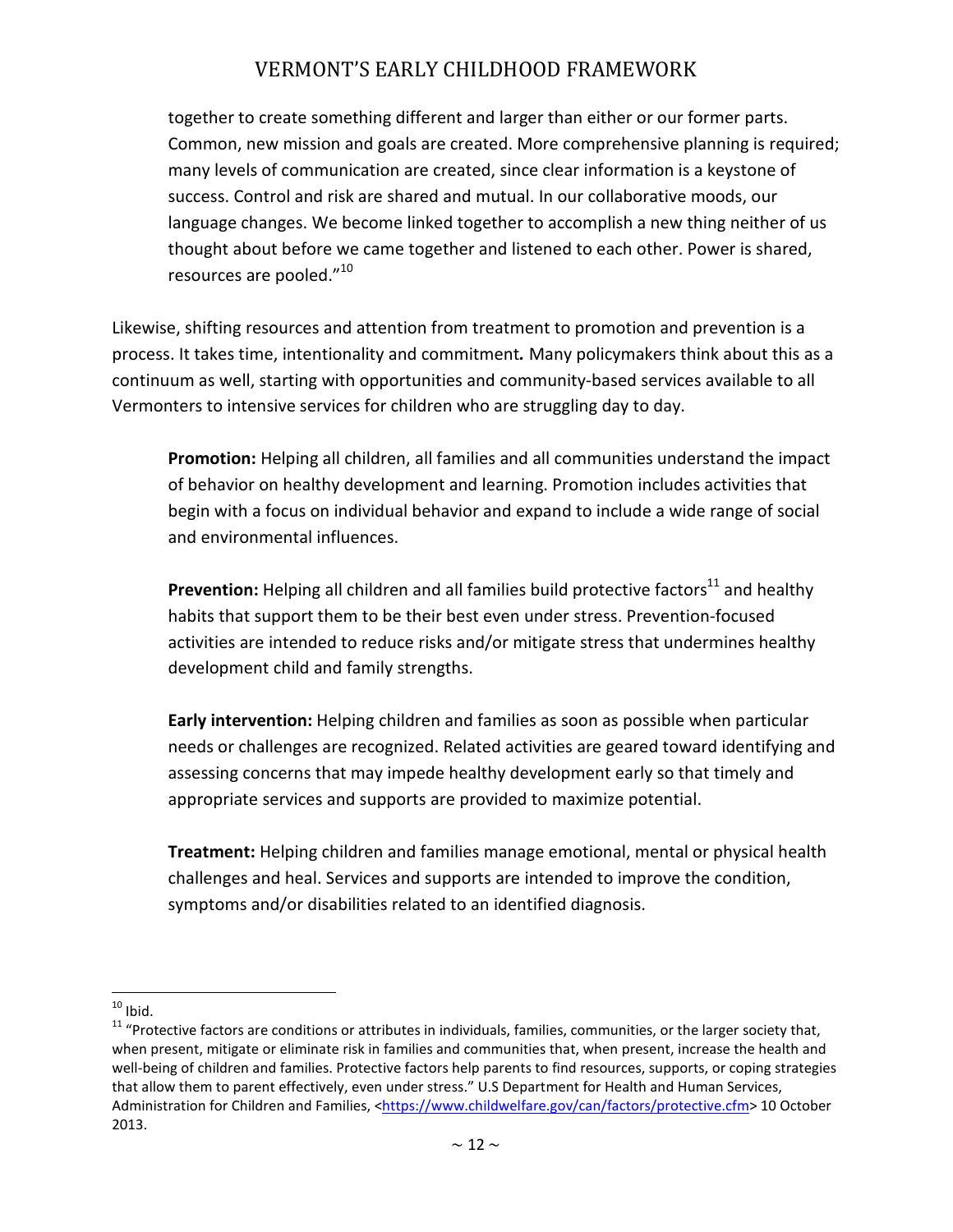together to create something different and larger than either or our former parts. Common, new mission and goals are created. More comprehensive planning is required; many levels of communication are created, since clear information is a keystone of success. Control and risk are shared and mutual. In our collaborative moods, our language changes. We become linked together to accomplish a new thing neither of us thought about before we came together and listened to each other. Power is shared, resources are pooled."[10]

Likewise, shifting resources and attention from treatment to promotion and prevention is a process. It takes time, intentionality and commitment*.* Many policymakers think about this as a continuum as well, starting with opportunities and community-based services available to all Vermonters to intensive services for children who are struggling day to day.

**Promotion:** Helping all children, all families and all communities understand the impact of behavior on healthy development and learning. Promotion includes activities that begin with a focus on individual behavior and expand to include a wide range of social and environmental influences.

**Prevention:** Helping all children and all families build protective factors[11] and healthy habits that support them to be their best even under stress. Prevention-focused activities are intended to reduce risks and/or mitigate stress that undermines healthy development child and family strengths.

**Early intervention:** Helping children and families as soon as possible when particular needs or challenges are recognized. Related activities are geared toward identifying and assessing concerns that may impede healthy development early so that timely and appropriate services and supports are provided to maximize potential.

**Treatment:** Helping children and families manage emotional, mental or physical health challenges and heal. Services and supports are intended to improve the condition, symptoms and/or disabilities related to an identified diagnosis.

---

[10] Ibid.

[11] "Protective factors are conditions or attributes in individuals, families, communities, or the larger society that, when present, mitigate or eliminate risk in families and communities that, when present, increase the health and well-being of children and families. Protective factors help parents to find resources, supports, or coping strategies that allow them to parent effectively, even under stress." U.S Department for Health and Human Services, Administration for Children and Families, <https://www.childwelfare.gov/can/factors/protective.cfm> 10 October 2013.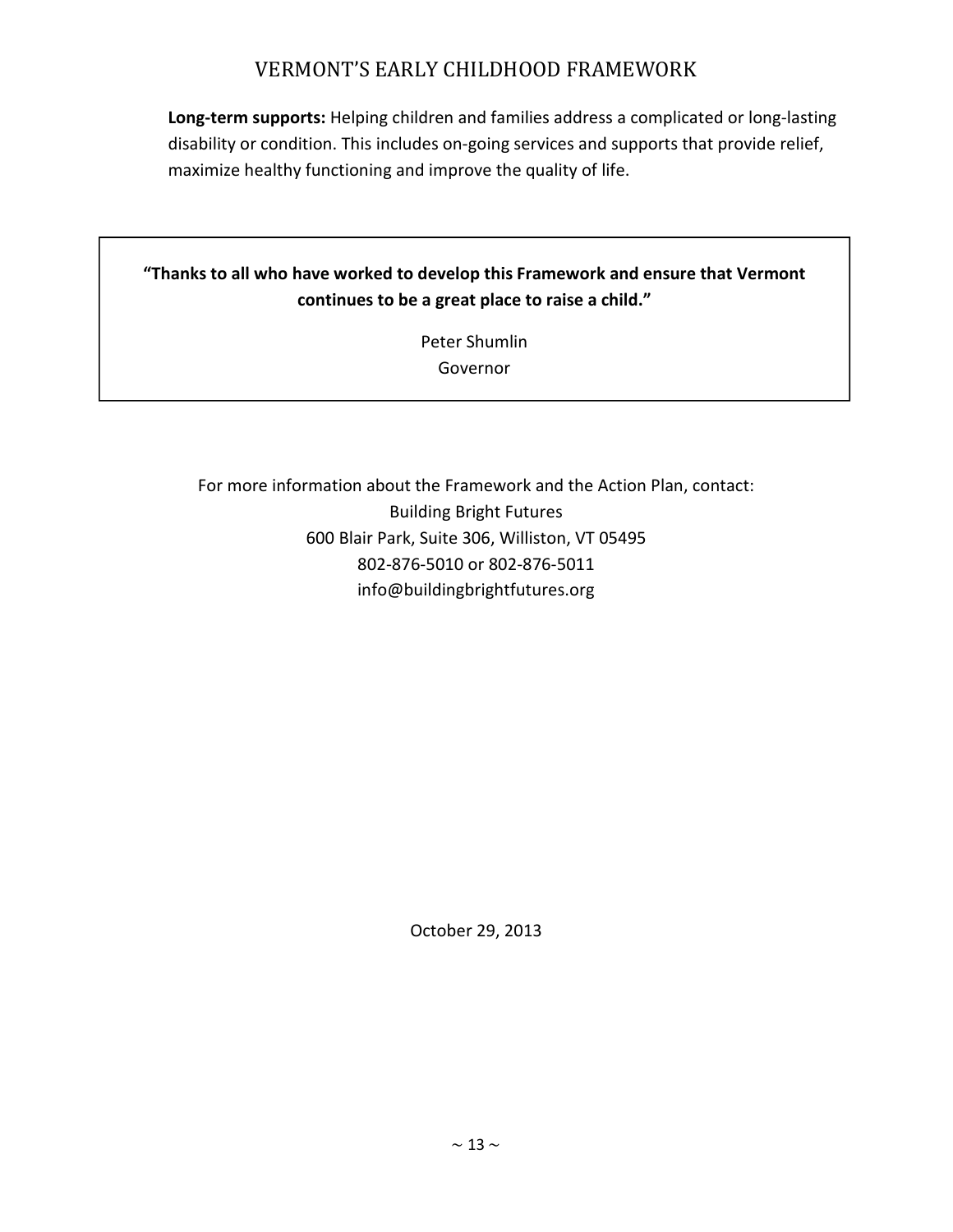**Long-term supports:** Helping children and families address a complicated or long-lasting disability or condition. This includes on-going services and supports that provide relief, maximize healthy functioning and improve the quality of life.

> **"Thanks to all who have worked to develop this Framework and ensure that Vermont continues to be a great place to raise a child."**
>
> Peter Shumlin
> Governor

For more information about the Framework and the Action Plan, contact:
Building Bright Futures
600 Blair Park, Suite 306, Williston, VT 05495
802-876-5010 or 802-876-5011
info@buildingbrightfutures.org

October 29, 2013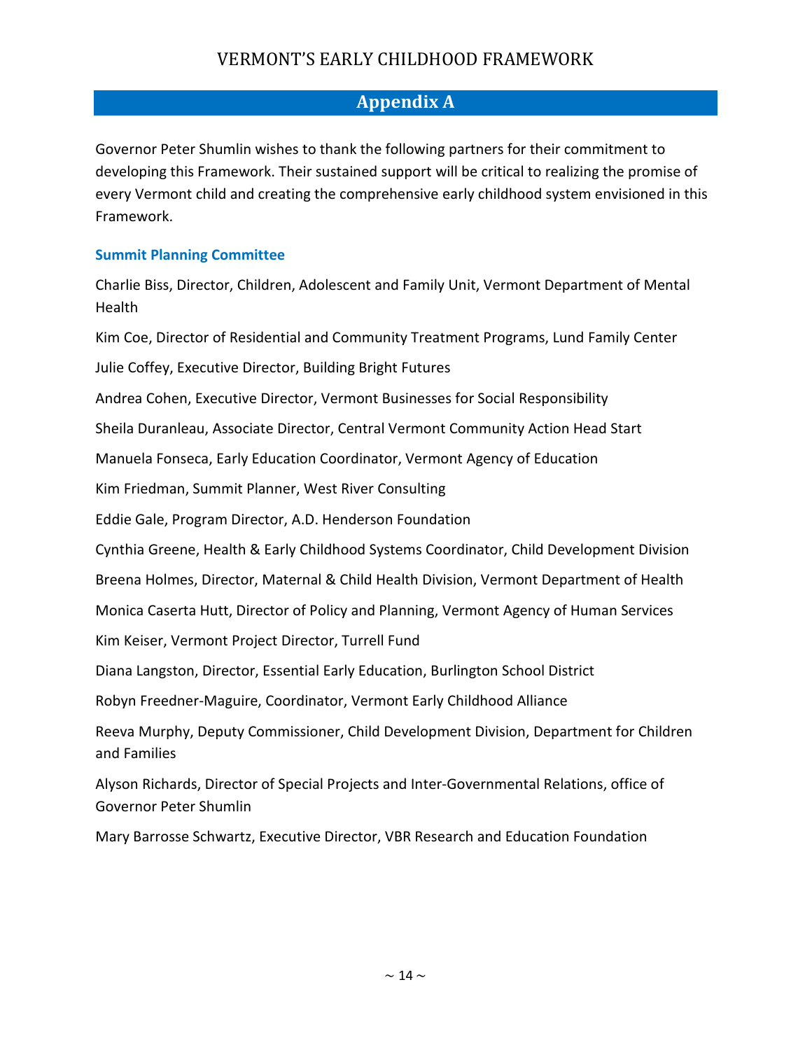## Appendix A

Governor Peter Shumlin wishes to thank the following partners for their commitment to developing this Framework. Their sustained support will be critical to realizing the promise of every Vermont child and creating the comprehensive early childhood system envisioned in this Framework.

### Summit Planning Committee

Charlie Biss, Director, Children, Adolescent and Family Unit, Vermont Department of Mental Health

Kim Coe, Director of Residential and Community Treatment Programs, Lund Family Center

Julie Coffey, Executive Director, Building Bright Futures

Andrea Cohen, Executive Director, Vermont Businesses for Social Responsibility

Sheila Duranleau, Associate Director, Central Vermont Community Action Head Start

Manuela Fonseca, Early Education Coordinator, Vermont Agency of Education

Kim Friedman, Summit Planner, West River Consulting

Eddie Gale, Program Director, A.D. Henderson Foundation

Cynthia Greene, Health & Early Childhood Systems Coordinator, Child Development Division

Breena Holmes, Director, Maternal & Child Health Division, Vermont Department of Health

Monica Caserta Hutt, Director of Policy and Planning, Vermont Agency of Human Services

Kim Keiser, Vermont Project Director, Turrell Fund

Diana Langston, Director, Essential Early Education, Burlington School District

Robyn Freedner-Maguire, Coordinator, Vermont Early Childhood Alliance

Reeva Murphy, Deputy Commissioner, Child Development Division, Department for Children and Families

Alyson Richards, Director of Special Projects and Inter-Governmental Relations, office of Governor Peter Shumlin

Mary Barrosse Schwartz, Executive Director, VBR Research and Education Foundation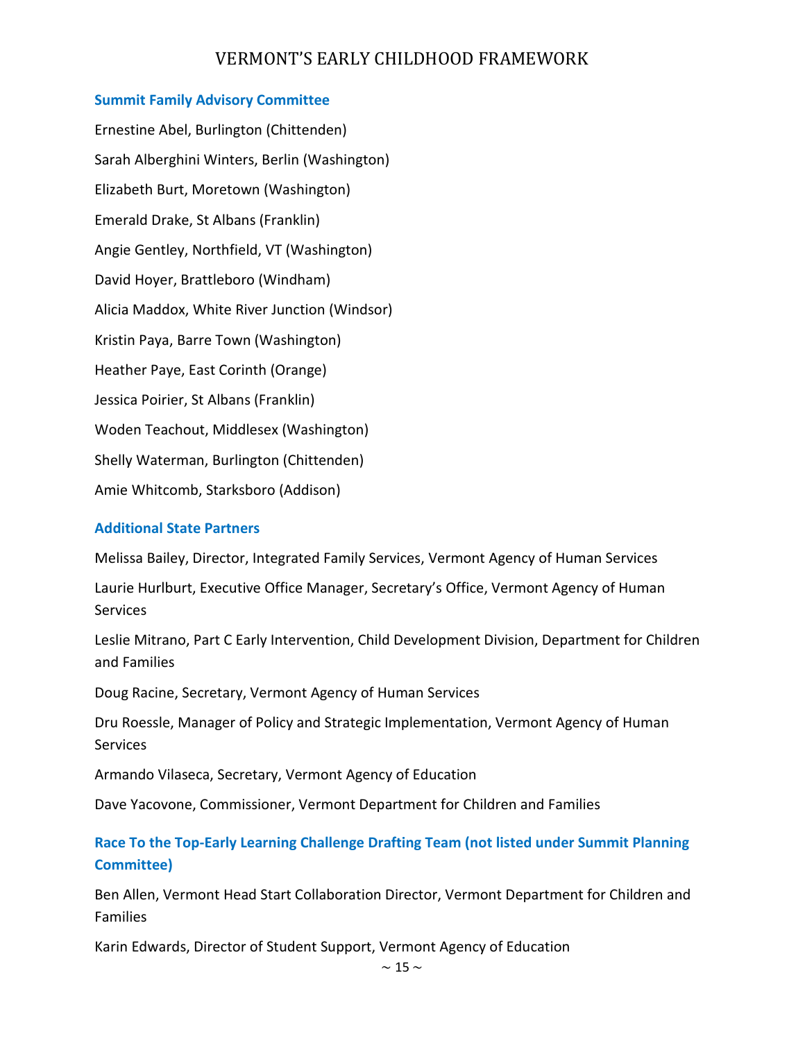### Summit Family Advisory Committee

Ernestine Abel, Burlington (Chittenden)

Sarah Alberghini Winters, Berlin (Washington)

Elizabeth Burt, Moretown (Washington)

Emerald Drake, St Albans (Franklin)

Angie Gentley, Northfield, VT (Washington)

David Hoyer, Brattleboro (Windham)

Alicia Maddox, White River Junction (Windsor)

Kristin Paya, Barre Town (Washington)

Heather Paye, East Corinth (Orange)

Jessica Poirier, St Albans (Franklin)

Woden Teachout, Middlesex (Washington)

Shelly Waterman, Burlington (Chittenden)

Amie Whitcomb, Starksboro (Addison)

### Additional State Partners

Melissa Bailey, Director, Integrated Family Services, Vermont Agency of Human Services

Laurie Hurlburt, Executive Office Manager, Secretary's Office, Vermont Agency of Human Services

Leslie Mitrano, Part C Early Intervention, Child Development Division, Department for Children and Families

Doug Racine, Secretary, Vermont Agency of Human Services

Dru Roessle, Manager of Policy and Strategic Implementation, Vermont Agency of Human Services

Armando Vilaseca, Secretary, Vermont Agency of Education

Dave Yacovone, Commissioner, Vermont Department for Children and Families

### Race To the Top-Early Learning Challenge Drafting Team (not listed under Summit Planning Committee)

Ben Allen, Vermont Head Start Collaboration Director, Vermont Department for Children and Families

Karin Edwards, Director of Student Support, Vermont Agency of Education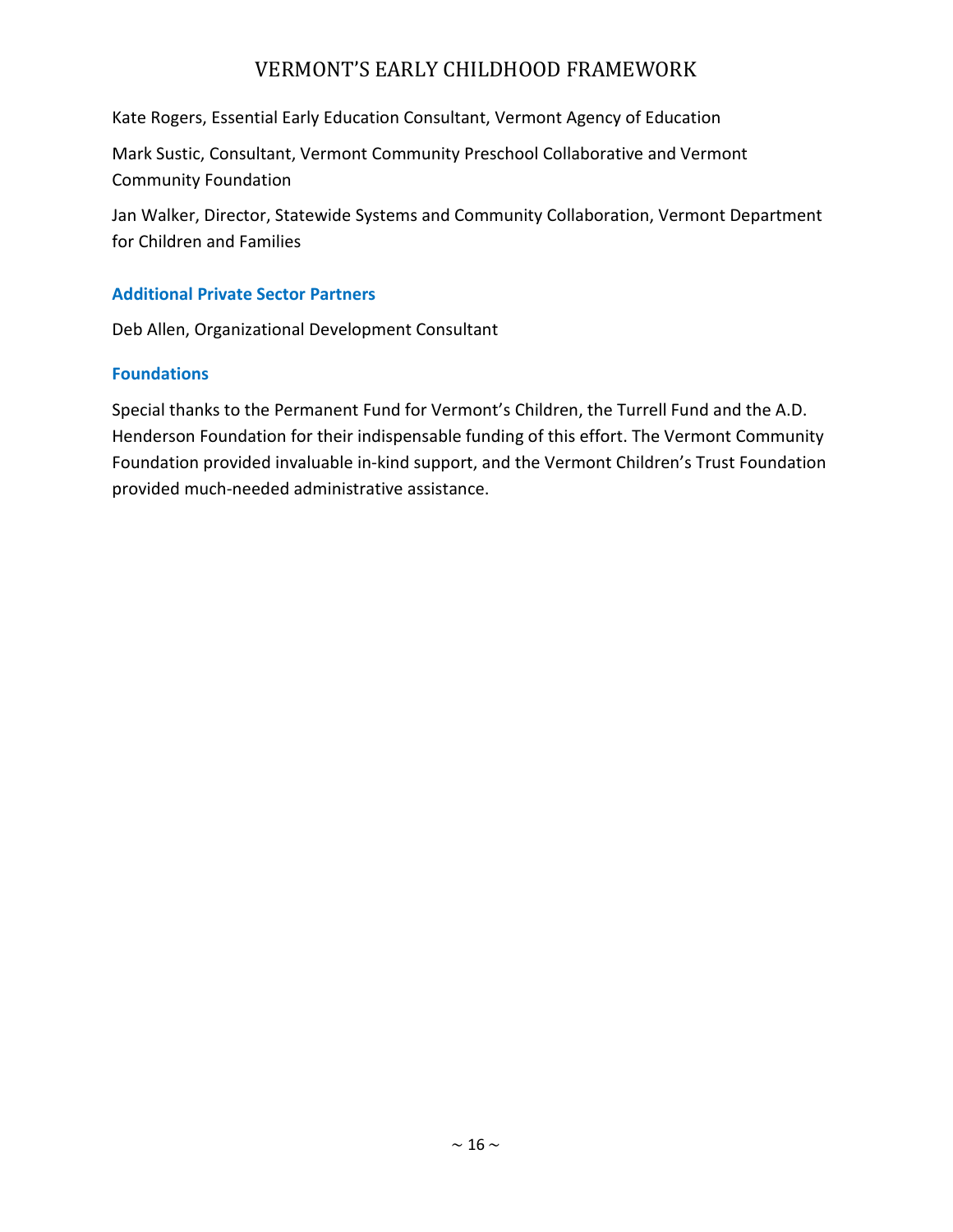Kate Rogers, Essential Early Education Consultant, Vermont Agency of Education

Mark Sustic, Consultant, Vermont Community Preschool Collaborative and Vermont Community Foundation

Jan Walker, Director, Statewide Systems and Community Collaboration, Vermont Department for Children and Families

### Additional Private Sector Partners

Deb Allen, Organizational Development Consultant

### Foundations

Special thanks to the Permanent Fund for Vermont's Children, the Turrell Fund and the A.D. Henderson Foundation for their indispensable funding of this effort. The Vermont Community Foundation provided invaluable in-kind support, and the Vermont Children's Trust Foundation provided much-needed administrative assistance.